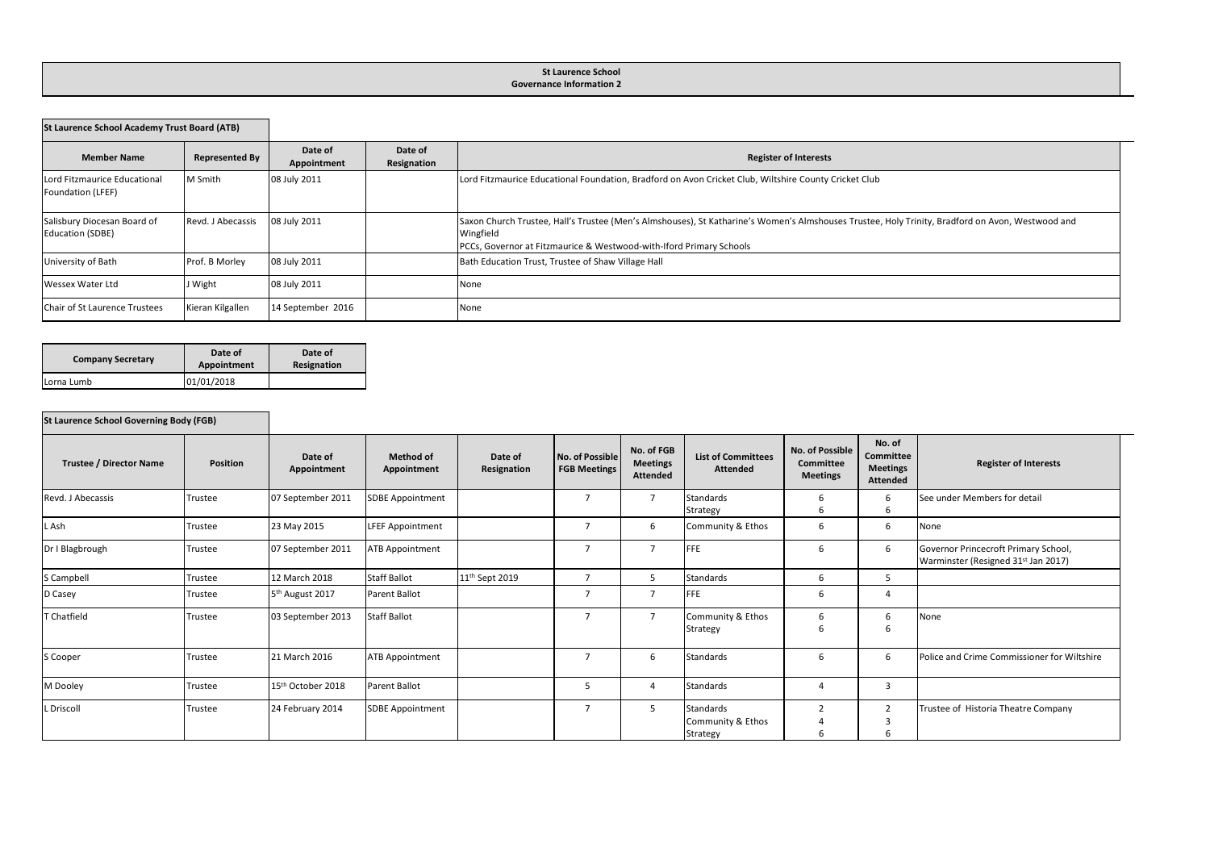# St Laurence School
## Governance Information 2

**St Laurence School Academy Trust Board (ATB)**

| Member Name | Represented By | Date of Appointment | Date of Resignation | Register of Interests |
|---|---|---|---|---|
| Lord Fitzmaurice Educational Foundation (LFEF) | M Smith | 08 July 2011 | | Lord Fitzmaurice Educational Foundation, Bradford on Avon Cricket Club, Wiltshire County Cricket Club |
| Salisbury Diocesan Board of Education (SDBE) | Revd. J Abecassis | 08 July 2011 | | Saxon Church Trustee, Hall's Trustee (Men's Almshouses), St Katharine's Women's Almshouses Trustee, Holy Trinity, Bradford on Avon, Westwood and Wingfield PCCs, Governor at Fitzmaurice & Westwood-with-Iford Primary Schools |
| University of Bath | Prof. B Morley | 08 July 2011 | | Bath Education Trust, Trustee of Shaw Village Hall |
| Wessex Water Ltd | J Wight | 08 July 2011 | | None |
| Chair of St Laurence Trustees | Kieran Kilgallen | 14 September 2016 | | None |

| Company Secretary | Date of Appointment | Date of Resignation |
|---|---|---|
| Lorna Lumb | 01/01/2018 | |

**St Laurence School Governing Body (FGB)**

| Trustee / Director Name | Position | Date of Appointment | Method of Appointment | Date of Resignation | No. of Possible FGB Meetings | No. of FGB Meetings Attended | List of Committees Attended | No. of Possible Committee Meetings | No. of Committee Meetings Attended | Register of Interests |
|---|---|---|---|---|---|---|---|---|---|---|
| Revd. J Abecassis | Trustee | 07 September 2011 | SDBE Appointment | | 7 | 7 | Standards<br>Strategy | 6<br>6 | 6<br>6 | See under Members for detail |
| L Ash | Trustee | 23 May 2015 | LFEF Appointment | | 7 | 6 | Community & Ethos | 6 | 6 | None |
| Dr I Blagbrough | Trustee | 07 September 2011 | ATB Appointment | | 7 | 7 | FFE | 6 | 6 | Governor Princecroft Primary School, Warminster (Resigned 31st Jan 2017) |
| S Campbell | Trustee | 12 March 2018 | Staff Ballot | 11th Sept 2019 | 7 | 5 | Standards | 6 | 5 | |
| D Casey | Trustee | 5th August 2017 | Parent Ballot | | 7 | 7 | FFE | 6 | 4 | |
| T Chatfield | Trustee | 03 September 2013 | Staff Ballot | | 7 | 7 | Community & Ethos<br>Strategy | 6<br>6 | 6<br>6 | None |
| S Cooper | Trustee | 21 March 2016 | ATB Appointment | | 7 | 6 | Standards | 6 | 6 | Police and Crime Commissioner for Wiltshire |
| M Dooley | Trustee | 15th October 2018 | Parent Ballot | | 5 | 4 | Standards | 4 | 3 | |
| L Driscoll | Trustee | 24 February 2014 | SDBE Appointment | | 7 | 5 | Standards<br>Community & Ethos<br>Strategy | 2<br>4<br>6 | 2<br>3<br>6 | Trustee of Historia Theatre Company |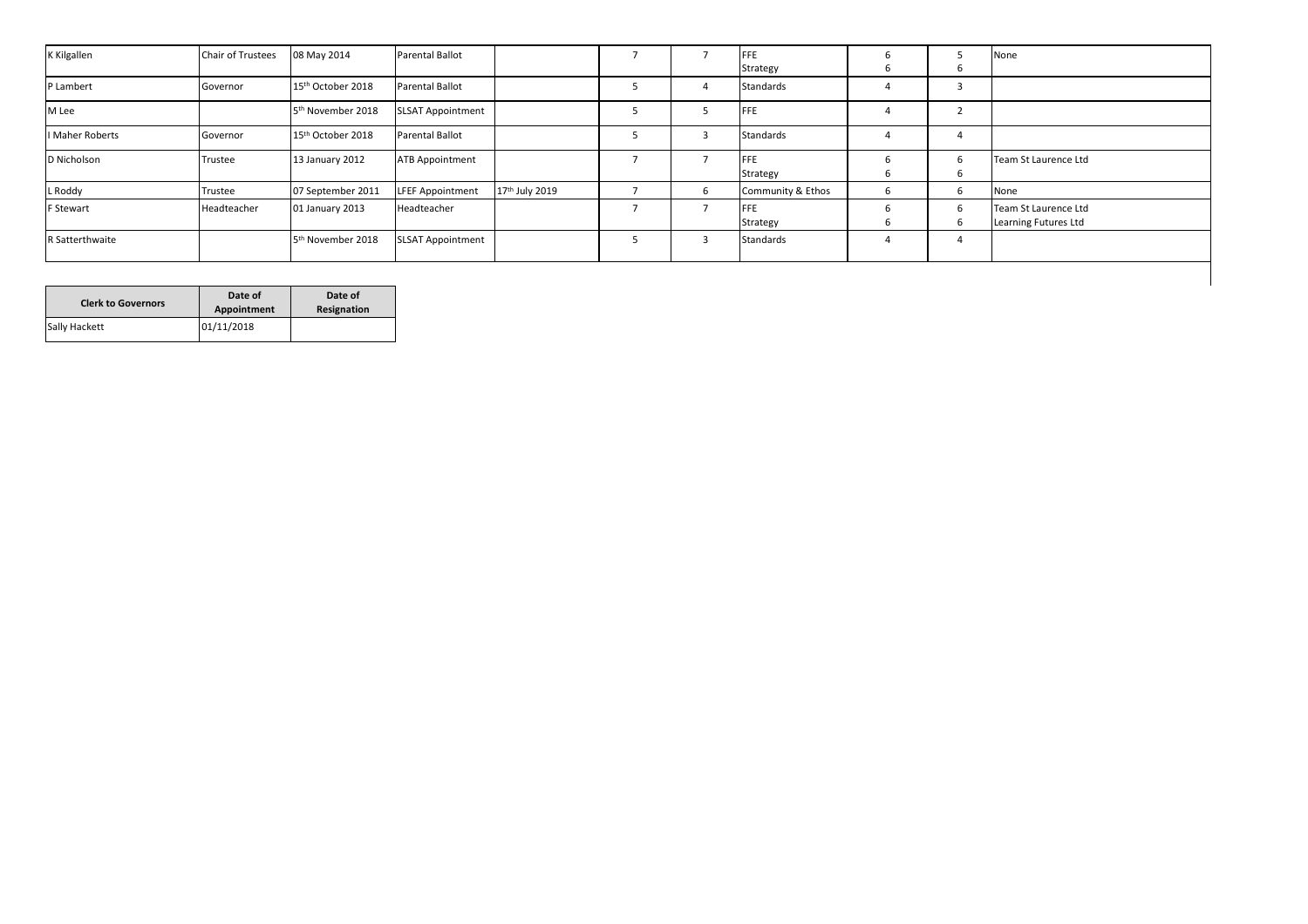| | | | | | | | | | | |
|---|---|---|---|---|---|---|---|---|---|---|
| K Kilgallen | Chair of Trustees | 08 May 2014 | Parental Ballot | | 7 | 7 | FFE<br>Strategy | 6<br>6 | 5<br>6 | None |
| P Lambert | Governor | 15th October 2018 | Parental Ballot | | 5 | 4 | Standards | 4 | 3 | |
| M Lee | | 5th November 2018 | SLSAT Appointment | | 5 | 5 | FFE | 4 | 2 | |
| I Maher Roberts | Governor | 15th October 2018 | Parental Ballot | | 5 | 3 | Standards | 4 | 4 | |
| D Nicholson | Trustee | 13 January 2012 | ATB Appointment | | 7 | 7 | FFE<br>Strategy | 6<br>6 | 6<br>6 | Team St Laurence Ltd |
| L Roddy | Trustee | 07 September 2011 | LFEF Appointment | 17th July 2019 | 7 | 6 | Community & Ethos | 6 | 6 | None |
| F Stewart | Headteacher | 01 January 2013 | Headteacher | | 7 | 7 | FFE<br>Strategy | 6<br>6 | 6<br>6 | Team St Laurence Ltd<br>Learning Futures Ltd |
| R Satterthwaite | | 5th November 2018 | SLSAT Appointment | | 5 | 3 | Standards | 4 | 4 | |

| Clerk to Governors | Date of Appointment | Date of Resignation |
|---|---|---|
| Sally Hackett | 01/11/2018 | |